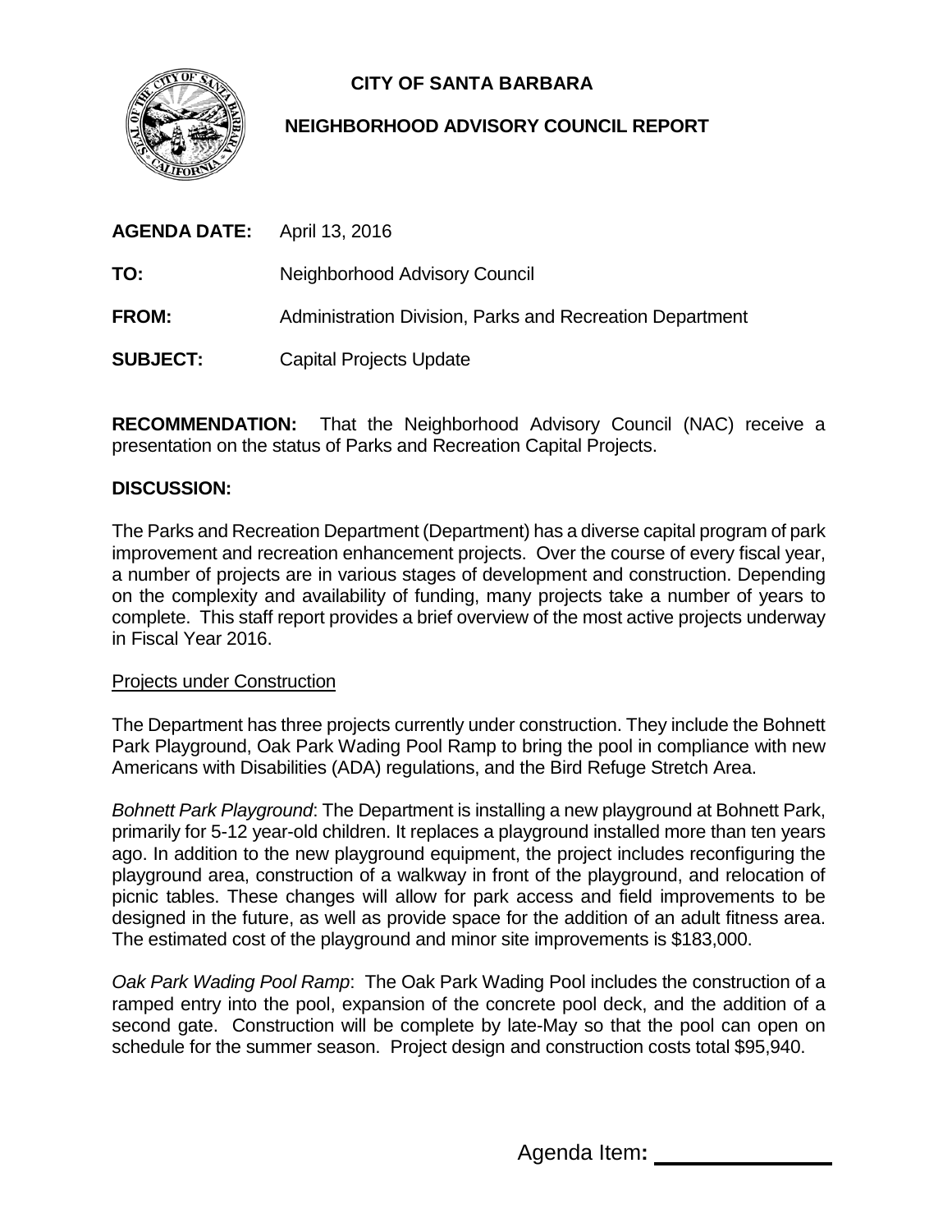**CITY OF SANTA BARBARA**

**NEIGHBORHOOD ADVISORY COUNCIL REPORT**

**AGENDA DATE:** April 13, 2016

**TO:** Neighborhood Advisory Council

**FROM:** Administration Division, Parks and Recreation Department

**SUBJECT:** Capital Projects Update

**RECOMMENDATION:** That the Neighborhood Advisory Council (NAC) receive a presentation on the status of Parks and Recreation Capital Projects.

**DISCUSSION:**

The Parks and Recreation Department (Department) has a diverse capital program of park improvement and recreation enhancement projects. Over the course of every fiscal year, a number of projects are in various stages of development and construction. Depending on the complexity and availability of funding, many projects take a number of years to complete. This staff report provides a brief overview of the most active projects underway in Fiscal Year 2016.

Projects under Construction

The Department has three projects currently under construction. They include the Bohnett Park Playground, Oak Park Wading Pool Ramp to bring the pool in compliance with new Americans with Disabilities (ADA) regulations, and the Bird Refuge Stretch Area.

*Bohnett Park Playground*: The Department is installing a new playground at Bohnett Park, primarily for 5-12 year-old children. It replaces a playground installed more than ten years ago. In addition to the new playground equipment, the project includes reconfiguring the playground area, construction of a walkway in front of the playground, and relocation of picnic tables. These changes will allow for park access and field improvements to be designed in the future, as well as provide space for the addition of an adult fitness area. The estimated cost of the playground and minor site improvements is $183,000.

*Oak Park Wading Pool Ramp*: The Oak Park Wading Pool includes the construction of a ramped entry into the pool, expansion of the concrete pool deck, and the addition of a second gate. Construction will be complete by late-May so that the pool can open on schedule for the summer season. Project design and construction costs total $95,940.

Agenda Item: \_\_\_\_\_\_\_\_\_\_\_\_\_\_\_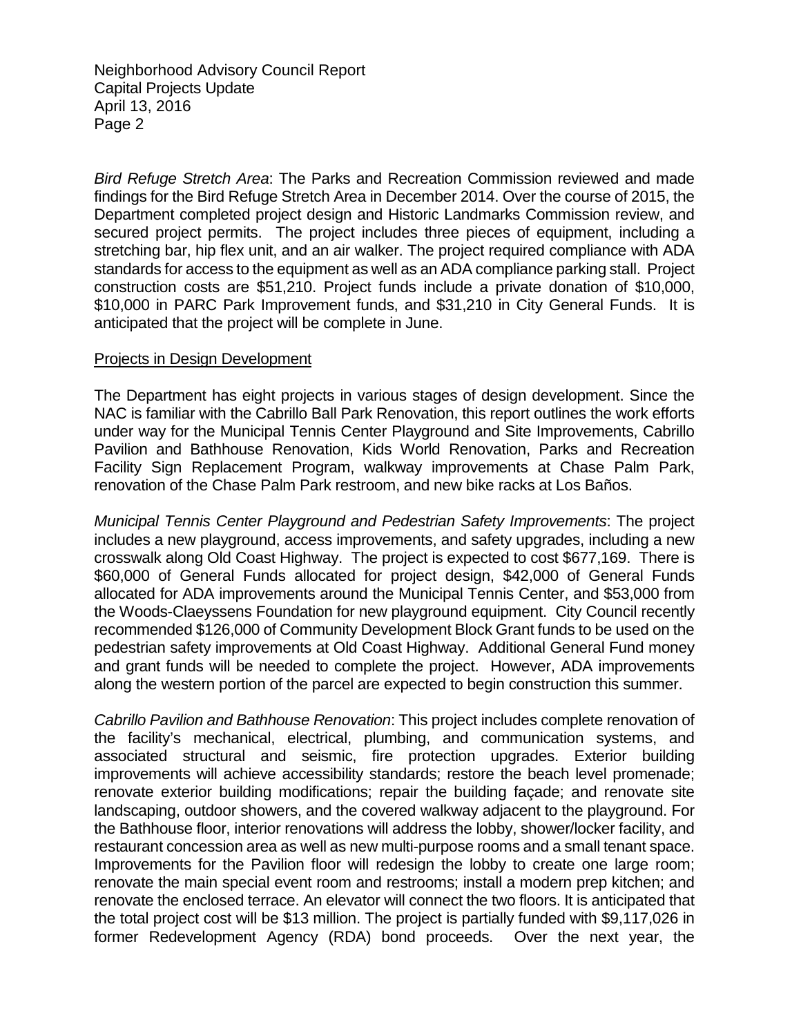*Bird Refuge Stretch Area*: The Parks and Recreation Commission reviewed and made findings for the Bird Refuge Stretch Area in December 2014. Over the course of 2015, the Department completed project design and Historic Landmarks Commission review, and secured project permits. The project includes three pieces of equipment, including a stretching bar, hip flex unit, and an air walker. The project required compliance with ADA standards for access to the equipment as well as an ADA compliance parking stall. Project construction costs are $51,210. Project funds include a private donation of $10,000, $10,000 in PARC Park Improvement funds, and $31,210 in City General Funds. It is anticipated that the project will be complete in June.

## Projects in Design Development

The Department has eight projects in various stages of design development. Since the NAC is familiar with the Cabrillo Ball Park Renovation, this report outlines the work efforts under way for the Municipal Tennis Center Playground and Site Improvements, Cabrillo Pavilion and Bathhouse Renovation, Kids World Renovation, Parks and Recreation Facility Sign Replacement Program, walkway improvements at Chase Palm Park, renovation of the Chase Palm Park restroom, and new bike racks at Los Baños.

*Municipal Tennis Center Playground and Pedestrian Safety Improvements*: The project includes a new playground, access improvements, and safety upgrades, including a new crosswalk along Old Coast Highway. The project is expected to cost $677,169. There is $60,000 of General Funds allocated for project design, $42,000 of General Funds allocated for ADA improvements around the Municipal Tennis Center, and $53,000 from the Woods-Claeyssens Foundation for new playground equipment. City Council recently recommended $126,000 of Community Development Block Grant funds to be used on the pedestrian safety improvements at Old Coast Highway. Additional General Fund money and grant funds will be needed to complete the project. However, ADA improvements along the western portion of the parcel are expected to begin construction this summer.

*Cabrillo Pavilion and Bathhouse Renovation*: This project includes complete renovation of the facility's mechanical, electrical, plumbing, and communication systems, and associated structural and seismic, fire protection upgrades. Exterior building improvements will achieve accessibility standards; restore the beach level promenade; renovate exterior building modifications; repair the building façade; and renovate site landscaping, outdoor showers, and the covered walkway adjacent to the playground. For the Bathhouse floor, interior renovations will address the lobby, shower/locker facility, and restaurant concession area as well as new multi-purpose rooms and a small tenant space. Improvements for the Pavilion floor will redesign the lobby to create one large room; renovate the main special event room and restrooms; install a modern prep kitchen; and renovate the enclosed terrace. An elevator will connect the two floors. It is anticipated that the total project cost will be $13 million. The project is partially funded with $9,117,026 in former Redevelopment Agency (RDA) bond proceeds. Over the next year, the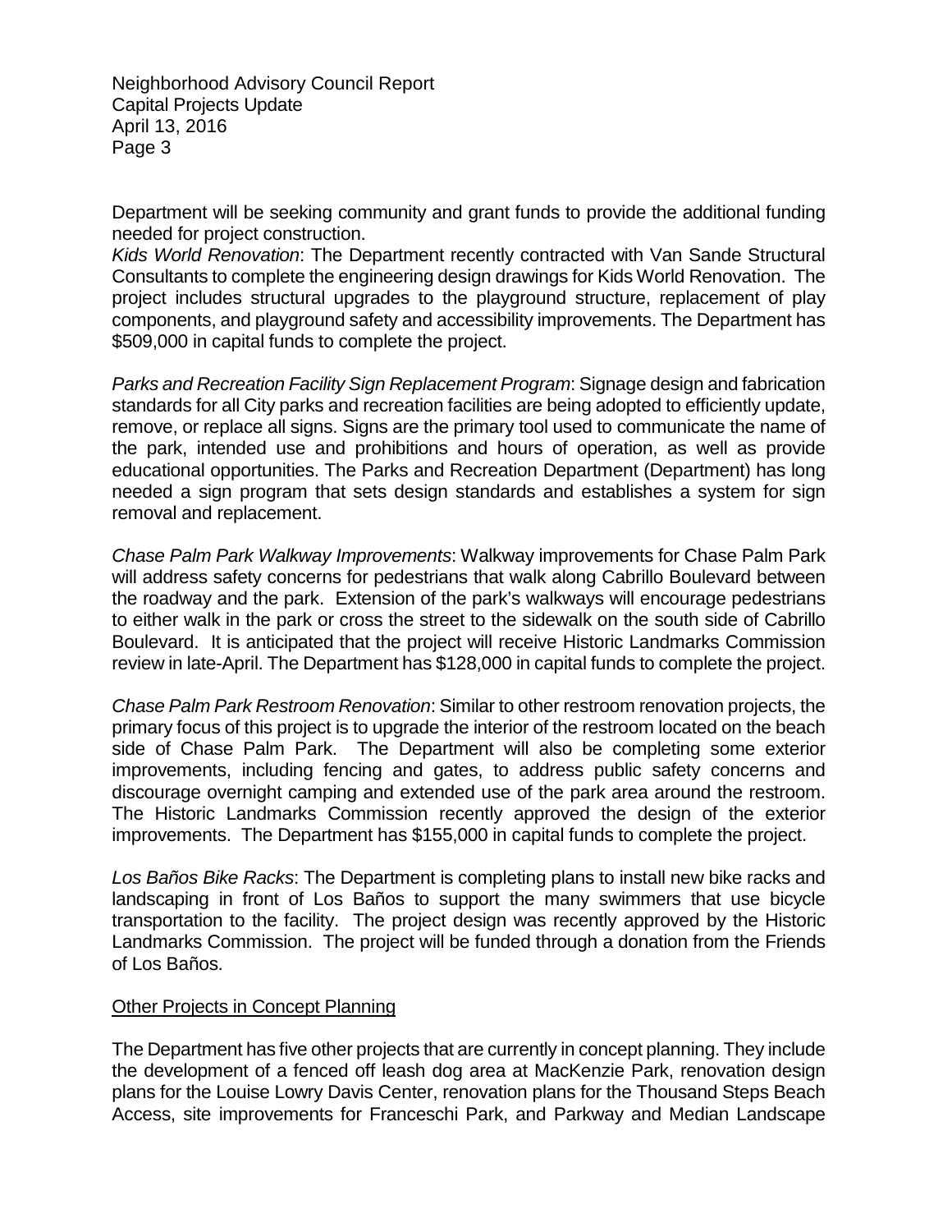Department will be seeking community and grant funds to provide the additional funding needed for project construction.

*Kids World Renovation*: The Department recently contracted with Van Sande Structural Consultants to complete the engineering design drawings for Kids World Renovation. The project includes structural upgrades to the playground structure, replacement of play components, and playground safety and accessibility improvements. The Department has $509,000 in capital funds to complete the project.

*Parks and Recreation Facility Sign Replacement Program*: Signage design and fabrication standards for all City parks and recreation facilities are being adopted to efficiently update, remove, or replace all signs. Signs are the primary tool used to communicate the name of the park, intended use and prohibitions and hours of operation, as well as provide educational opportunities. The Parks and Recreation Department (Department) has long needed a sign program that sets design standards and establishes a system for sign removal and replacement.

*Chase Palm Park Walkway Improvements*: Walkway improvements for Chase Palm Park will address safety concerns for pedestrians that walk along Cabrillo Boulevard between the roadway and the park. Extension of the park's walkways will encourage pedestrians to either walk in the park or cross the street to the sidewalk on the south side of Cabrillo Boulevard. It is anticipated that the project will receive Historic Landmarks Commission review in late-April. The Department has $128,000 in capital funds to complete the project.

*Chase Palm Park Restroom Renovation*: Similar to other restroom renovation projects, the primary focus of this project is to upgrade the interior of the restroom located on the beach side of Chase Palm Park. The Department will also be completing some exterior improvements, including fencing and gates, to address public safety concerns and discourage overnight camping and extended use of the park area around the restroom. The Historic Landmarks Commission recently approved the design of the exterior improvements. The Department has $155,000 in capital funds to complete the project.

*Los Baños Bike Racks*: The Department is completing plans to install new bike racks and landscaping in front of Los Baños to support the many swimmers that use bicycle transportation to the facility. The project design was recently approved by the Historic Landmarks Commission. The project will be funded through a donation from the Friends of Los Baños.

<u>Other Projects in Concept Planning</u>

The Department has five other projects that are currently in concept planning. They include the development of a fenced off leash dog area at MacKenzie Park, renovation design plans for the Louise Lowry Davis Center, renovation plans for the Thousand Steps Beach Access, site improvements for Franceschi Park, and Parkway and Median Landscape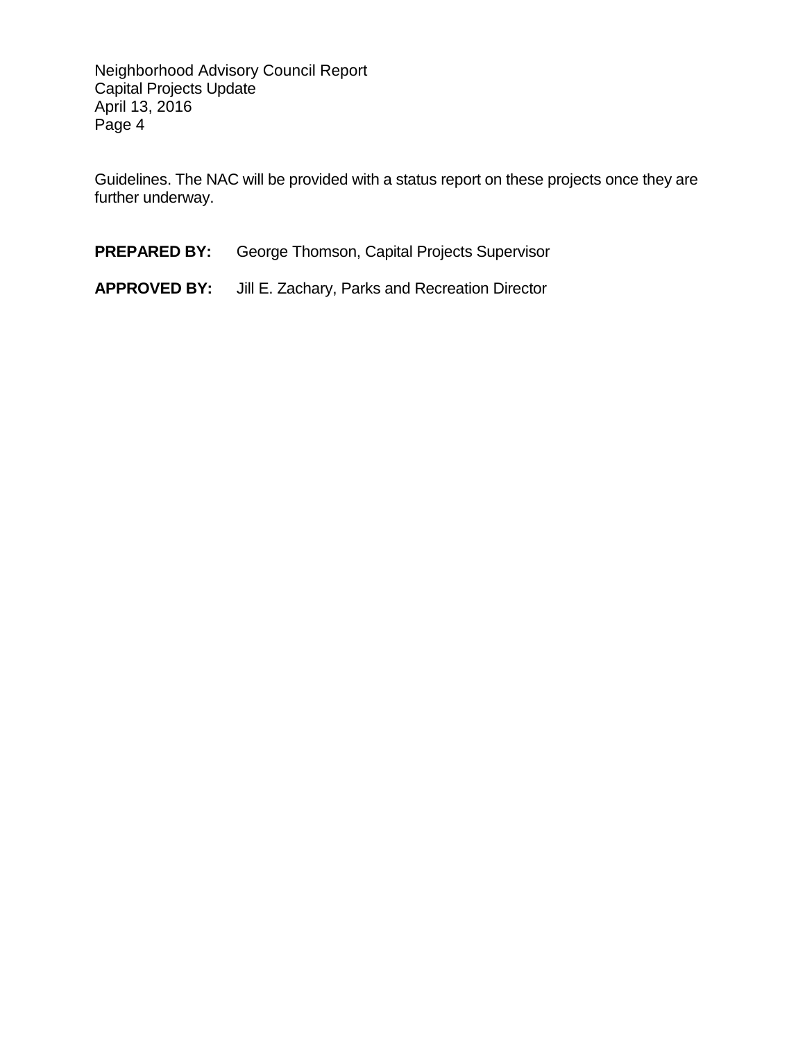Guidelines. The NAC will be provided with a status report on these projects once they are further underway.

**PREPARED BY:** George Thomson, Capital Projects Supervisor

**APPROVED BY:** Jill E. Zachary, Parks and Recreation Director